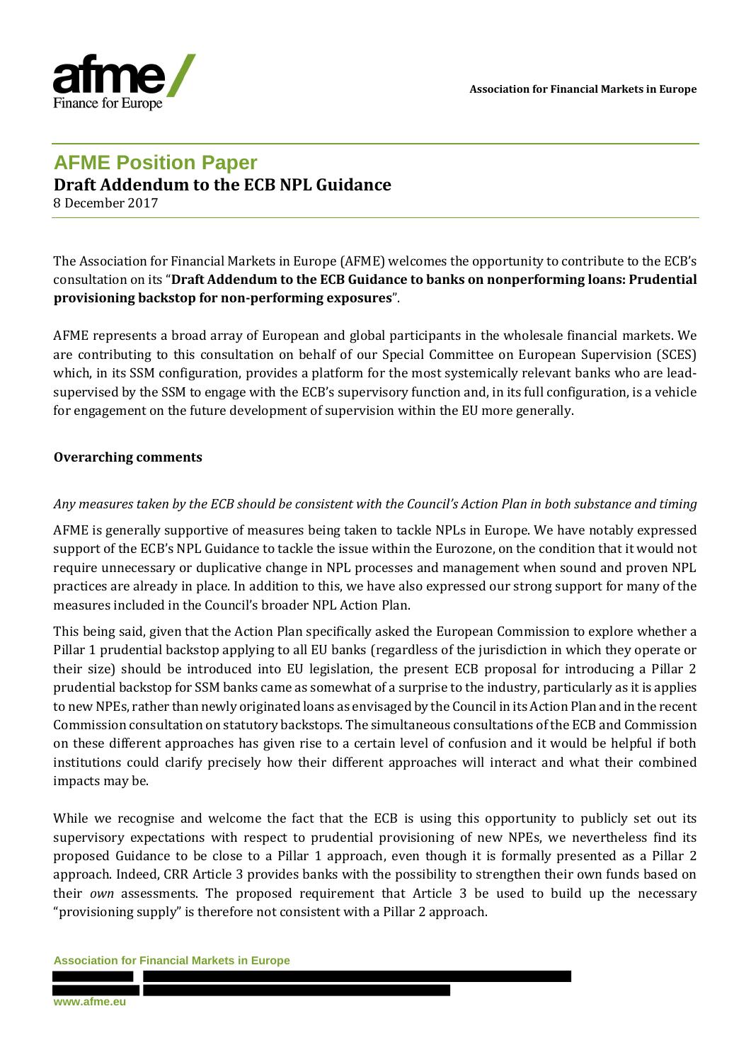# AFME Position Paper

## Draft Addendum to the ECB NPL Guidance

8 December 2017

The Association for Financial Markets in Europe (AFME) welcomes the opportunity to contribute to the ECB's consultation on its "**Draft Addendum to the ECB Guidance to banks on nonperforming loans: Prudential provisioning backstop for non-performing exposures**".

AFME represents a broad array of European and global participants in the wholesale financial markets. We are contributing to this consultation on behalf of our Special Committee on European Supervision (SCES) which, in its SSM configuration, provides a platform for the most systemically relevant banks who are lead-supervised by the SSM to engage with the ECB's supervisory function and, in its full configuration, is a vehicle for engagement on the future development of supervision within the EU more generally.

### Overarching comments

*Any measures taken by the ECB should be consistent with the Council's Action Plan in both substance and timing*

AFME is generally supportive of measures being taken to tackle NPLs in Europe. We have notably expressed support of the ECB's NPL Guidance to tackle the issue within the Eurozone, on the condition that it would not require unnecessary or duplicative change in NPL processes and management when sound and proven NPL practices are already in place. In addition to this, we have also expressed our strong support for many of the measures included in the Council's broader NPL Action Plan.

This being said, given that the Action Plan specifically asked the European Commission to explore whether a Pillar 1 prudential backstop applying to all EU banks (regardless of the jurisdiction in which they operate or their size) should be introduced into EU legislation, the present ECB proposal for introducing a Pillar 2 prudential backstop for SSM banks came as somewhat of a surprise to the industry, particularly as it is applies to new NPEs, rather than newly originated loans as envisaged by the Council in its Action Plan and in the recent Commission consultation on statutory backstops. The simultaneous consultations of the ECB and Commission on these different approaches has given rise to a certain level of confusion and it would be helpful if both institutions could clarify precisely how their different approaches will interact and what their combined impacts may be.

While we recognise and welcome the fact that the ECB is using this opportunity to publicly set out its supervisory expectations with respect to prudential provisioning of new NPEs, we nevertheless find its proposed Guidance to be close to a Pillar 1 approach, even though it is formally presented as a Pillar 2 approach. Indeed, CRR Article 3 provides banks with the possibility to strengthen their own funds based on their *own* assessments. The proposed requirement that Article 3 be used to build up the necessary "provisioning supply" is therefore not consistent with a Pillar 2 approach.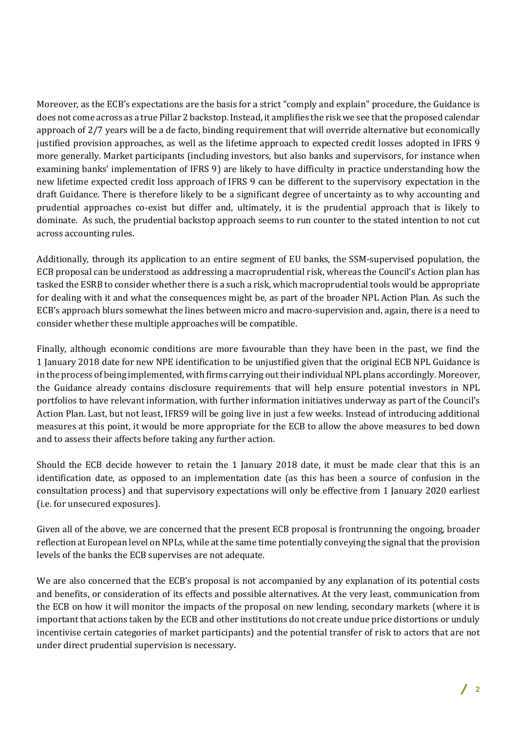Moreover, as the ECB's expectations are the basis for a strict "comply and explain" procedure, the Guidance is does not come across as a true Pillar 2 backstop. Instead, it amplifies the risk we see that the proposed calendar approach of 2/7 years will be a de facto, binding requirement that will override alternative but economically justified provision approaches, as well as the lifetime approach to expected credit losses adopted in IFRS 9 more generally. Market participants (including investors, but also banks and supervisors, for instance when examining banks' implementation of IFRS 9) are likely to have difficulty in practice understanding how the new lifetime expected credit loss approach of IFRS 9 can be different to the supervisory expectation in the draft Guidance. There is therefore likely to be a significant degree of uncertainty as to why accounting and prudential approaches co-exist but differ and, ultimately, it is the prudential approach that is likely to dominate. As such, the prudential backstop approach seems to run counter to the stated intention to not cut across accounting rules.

Additionally, through its application to an entire segment of EU banks, the SSM-supervised population, the ECB proposal can be understood as addressing a macroprudential risk, whereas the Council's Action plan has tasked the ESRB to consider whether there is a such a risk, which macroprudential tools would be appropriate for dealing with it and what the consequences might be, as part of the broader NPL Action Plan. As such the ECB's approach blurs somewhat the lines between micro and macro-supervision and, again, there is a need to consider whether these multiple approaches will be compatible.

Finally, although economic conditions are more favourable than they have been in the past, we find the 1 January 2018 date for new NPE identification to be unjustified given that the original ECB NPL Guidance is in the process of being implemented, with firms carrying out their individual NPL plans accordingly. Moreover, the Guidance already contains disclosure requirements that will help ensure potential investors in NPL portfolios to have relevant information, with further information initiatives underway as part of the Council's Action Plan. Last, but not least, IFRS9 will be going live in just a few weeks. Instead of introducing additional measures at this point, it would be more appropriate for the ECB to allow the above measures to bed down and to assess their affects before taking any further action.

Should the ECB decide however to retain the 1 January 2018 date, it must be made clear that this is an identification date, as opposed to an implementation date (as this has been a source of confusion in the consultation process) and that supervisory expectations will only be effective from 1 January 2020 earliest (i.e. for unsecured exposures).

Given all of the above, we are concerned that the present ECB proposal is frontrunning the ongoing, broader reflection at European level on NPLs, while at the same time potentially conveying the signal that the provision levels of the banks the ECB supervises are not adequate.

We are also concerned that the ECB's proposal is not accompanied by any explanation of its potential costs and benefits, or consideration of its effects and possible alternatives. At the very least, communication from the ECB on how it will monitor the impacts of the proposal on new lending, secondary markets (where it is important that actions taken by the ECB and other institutions do not create undue price distortions or unduly incentivise certain categories of market participants) and the potential transfer of risk to actors that are not under direct prudential supervision is necessary.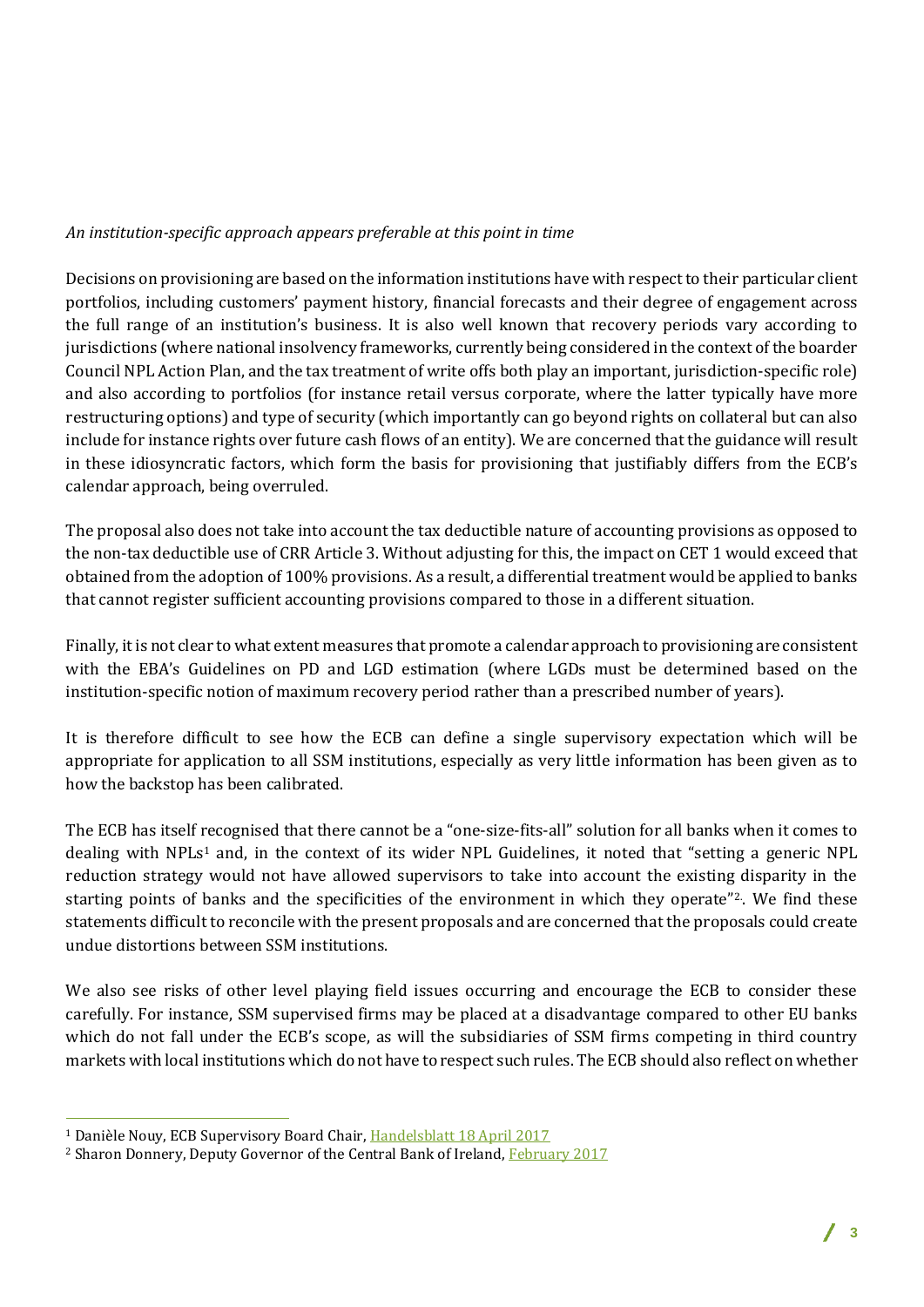*An institution-specific approach appears preferable at this point in time*

Decisions on provisioning are based on the information institutions have with respect to their particular client portfolios, including customers' payment history, financial forecasts and their degree of engagement across the full range of an institution's business. It is also well known that recovery periods vary according to jurisdictions (where national insolvency frameworks, currently being considered in the context of the boarder Council NPL Action Plan, and the tax treatment of write offs both play an important, jurisdiction-specific role) and also according to portfolios (for instance retail versus corporate, where the latter typically have more restructuring options) and type of security (which importantly can go beyond rights on collateral but can also include for instance rights over future cash flows of an entity). We are concerned that the guidance will result in these idiosyncratic factors, which form the basis for provisioning that justifiably differs from the ECB's calendar approach, being overruled.

The proposal also does not take into account the tax deductible nature of accounting provisions as opposed to the non-tax deductible use of CRR Article 3. Without adjusting for this, the impact on CET 1 would exceed that obtained from the adoption of 100% provisions. As a result, a differential treatment would be applied to banks that cannot register sufficient accounting provisions compared to those in a different situation.

Finally, it is not clear to what extent measures that promote a calendar approach to provisioning are consistent with the EBA's Guidelines on PD and LGD estimation (where LGDs must be determined based on the institution-specific notion of maximum recovery period rather than a prescribed number of years).

It is therefore difficult to see how the ECB can define a single supervisory expectation which will be appropriate for application to all SSM institutions, especially as very little information has been given as to how the backstop has been calibrated.

The ECB has itself recognised that there cannot be a "one-size-fits-all" solution for all banks when it comes to dealing with NPLs[1] and, in the context of its wider NPL Guidelines, it noted that "setting a generic NPL reduction strategy would not have allowed supervisors to take into account the existing disparity in the starting points of banks and the specificities of the environment in which they operate"[2]. We find these statements difficult to reconcile with the present proposals and are concerned that the proposals could create undue distortions between SSM institutions.

We also see risks of other level playing field issues occurring and encourage the ECB to consider these carefully. For instance, SSM supervised firms may be placed at a disadvantage compared to other EU banks which do not fall under the ECB's scope, as will the subsidiaries of SSM firms competing in third country markets with local institutions which do not have to respect such rules. The ECB should also reflect on whether

---

[1] Danièle Nouy, ECB Supervisory Board Chair, Handelsblatt 18 April 2017

[2] Sharon Donnery, Deputy Governor of the Central Bank of Ireland, February 2017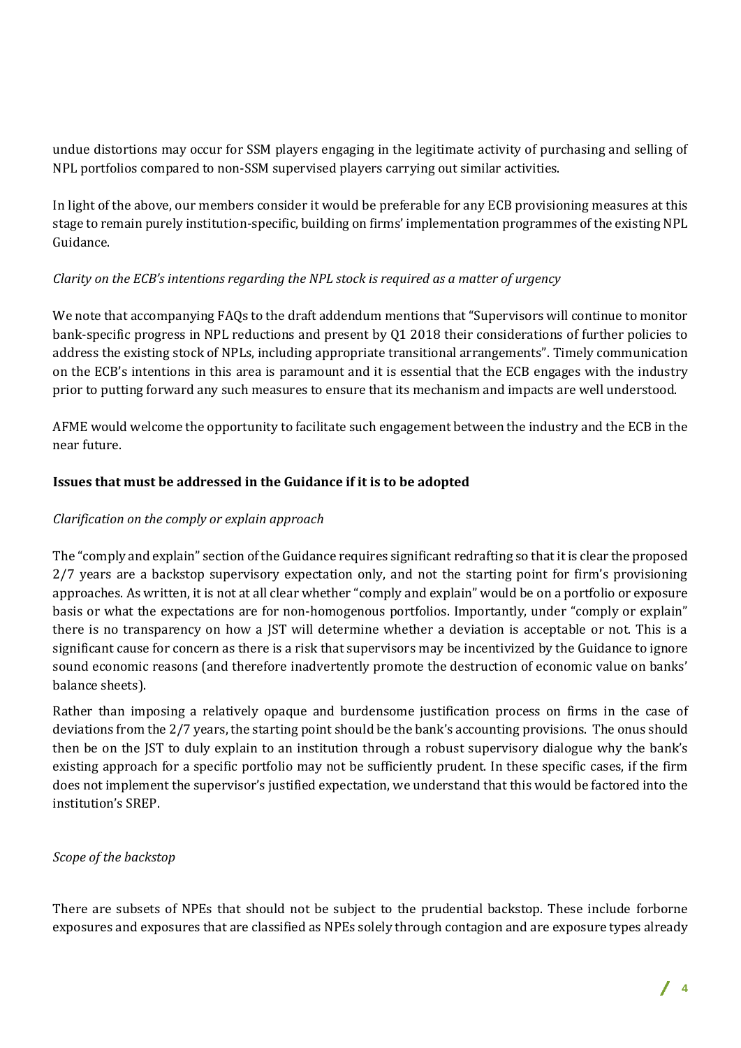undue distortions may occur for SSM players engaging in the legitimate activity of purchasing and selling of NPL portfolios compared to non-SSM supervised players carrying out similar activities.

In light of the above, our members consider it would be preferable for any ECB provisioning measures at this stage to remain purely institution-specific, building on firms' implementation programmes of the existing NPL Guidance.

*Clarity on the ECB's intentions regarding the NPL stock is required as a matter of urgency*

We note that accompanying FAQs to the draft addendum mentions that "Supervisors will continue to monitor bank-specific progress in NPL reductions and present by Q1 2018 their considerations of further policies to address the existing stock of NPLs, including appropriate transitional arrangements". Timely communication on the ECB's intentions in this area is paramount and it is essential that the ECB engages with the industry prior to putting forward any such measures to ensure that its mechanism and impacts are well understood.

AFME would welcome the opportunity to facilitate such engagement between the industry and the ECB in the near future.

**Issues that must be addressed in the Guidance if it is to be adopted**

*Clarification on the comply or explain approach*

The "comply and explain" section of the Guidance requires significant redrafting so that it is clear the proposed 2/7 years are a backstop supervisory expectation only, and not the starting point for firm's provisioning approaches. As written, it is not at all clear whether "comply and explain" would be on a portfolio or exposure basis or what the expectations are for non-homogenous portfolios. Importantly, under "comply or explain" there is no transparency on how a JST will determine whether a deviation is acceptable or not. This is a significant cause for concern as there is a risk that supervisors may be incentivized by the Guidance to ignore sound economic reasons (and therefore inadvertently promote the destruction of economic value on banks' balance sheets).

Rather than imposing a relatively opaque and burdensome justification process on firms in the case of deviations from the 2/7 years, the starting point should be the bank's accounting provisions. The onus should then be on the JST to duly explain to an institution through a robust supervisory dialogue why the bank's existing approach for a specific portfolio may not be sufficiently prudent. In these specific cases, if the firm does not implement the supervisor's justified expectation, we understand that this would be factored into the institution's SREP.

*Scope of the backstop*

There are subsets of NPEs that should not be subject to the prudential backstop. These include forborne exposures and exposures that are classified as NPEs solely through contagion and are exposure types already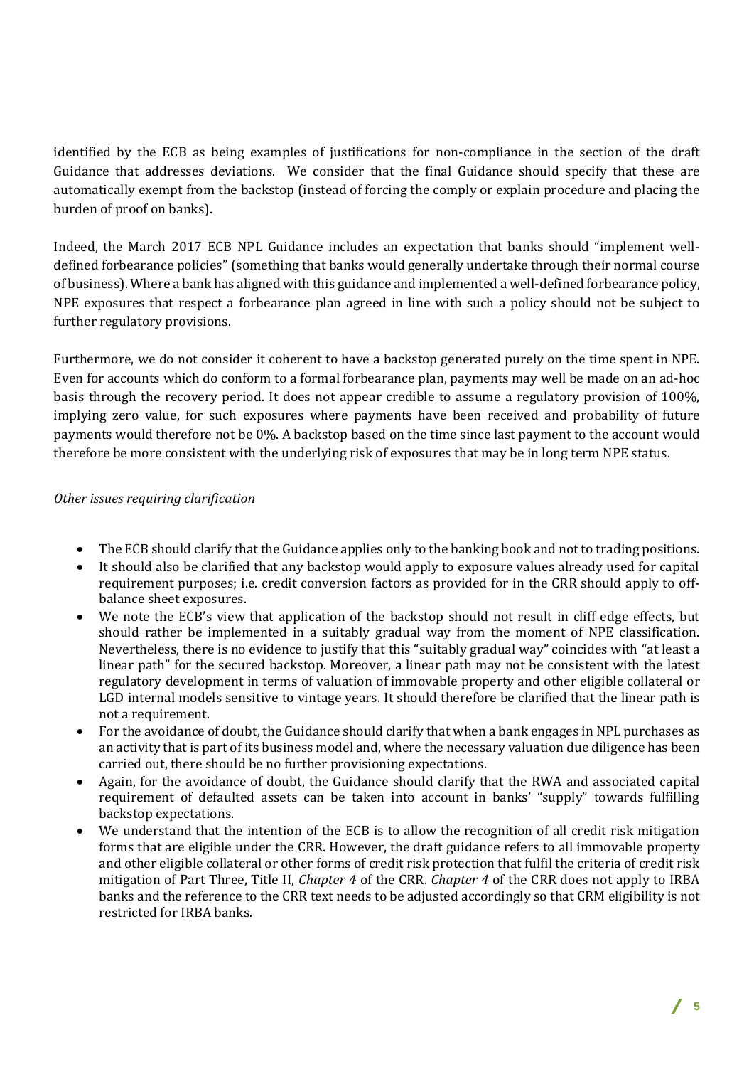identified by the ECB as being examples of justifications for non-compliance in the section of the draft Guidance that addresses deviations. We consider that the final Guidance should specify that these are automatically exempt from the backstop (instead of forcing the comply or explain procedure and placing the burden of proof on banks).

Indeed, the March 2017 ECB NPL Guidance includes an expectation that banks should "implement well-defined forbearance policies" (something that banks would generally undertake through their normal course of business). Where a bank has aligned with this guidance and implemented a well-defined forbearance policy, NPE exposures that respect a forbearance plan agreed in line with such a policy should not be subject to further regulatory provisions.

Furthermore, we do not consider it coherent to have a backstop generated purely on the time spent in NPE. Even for accounts which do conform to a formal forbearance plan, payments may well be made on an ad-hoc basis through the recovery period. It does not appear credible to assume a regulatory provision of 100%, implying zero value, for such exposures where payments have been received and probability of future payments would therefore not be 0%. A backstop based on the time since last payment to the account would therefore be more consistent with the underlying risk of exposures that may be in long term NPE status.

*Other issues requiring clarification*

- The ECB should clarify that the Guidance applies only to the banking book and not to trading positions.
- It should also be clarified that any backstop would apply to exposure values already used for capital requirement purposes; i.e. credit conversion factors as provided for in the CRR should apply to off-balance sheet exposures.
- We note the ECB's view that application of the backstop should not result in cliff edge effects, but should rather be implemented in a suitably gradual way from the moment of NPE classification. Nevertheless, there is no evidence to justify that this "suitably gradual way" coincides with "at least a linear path" for the secured backstop. Moreover, a linear path may not be consistent with the latest regulatory development in terms of valuation of immovable property and other eligible collateral or LGD internal models sensitive to vintage years. It should therefore be clarified that the linear path is not a requirement.
- For the avoidance of doubt, the Guidance should clarify that when a bank engages in NPL purchases as an activity that is part of its business model and, where the necessary valuation due diligence has been carried out, there should be no further provisioning expectations.
- Again, for the avoidance of doubt, the Guidance should clarify that the RWA and associated capital requirement of defaulted assets can be taken into account in banks' "supply" towards fulfilling backstop expectations.
- We understand that the intention of the ECB is to allow the recognition of all credit risk mitigation forms that are eligible under the CRR. However, the draft guidance refers to all immovable property and other eligible collateral or other forms of credit risk protection that fulfil the criteria of credit risk mitigation of Part Three, Title II, *Chapter 4* of the CRR. *Chapter 4* of the CRR does not apply to IRBA banks and the reference to the CRR text needs to be adjusted accordingly so that CRM eligibility is not restricted for IRBA banks.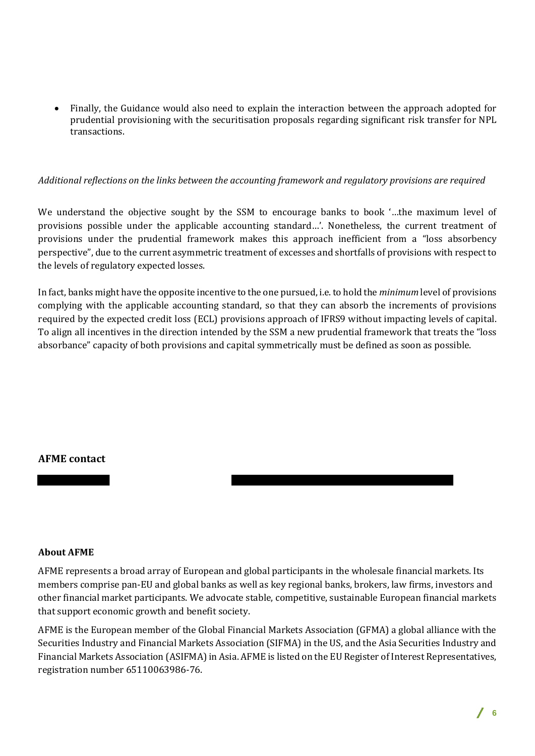- Finally, the Guidance would also need to explain the interaction between the approach adopted for prudential provisioning with the securitisation proposals regarding significant risk transfer for NPL transactions.

*Additional reflections on the links between the accounting framework and regulatory provisions are required*

We understand the objective sought by the SSM to encourage banks to book '…the maximum level of provisions possible under the applicable accounting standard…'. Nonetheless, the current treatment of provisions under the prudential framework makes this approach inefficient from a "loss absorbency perspective", due to the current asymmetric treatment of excesses and shortfalls of provisions with respect to the levels of regulatory expected losses.

In fact, banks might have the opposite incentive to the one pursued, i.e. to hold the *minimum* level of provisions complying with the applicable accounting standard, so that they can absorb the increments of provisions required by the expected credit loss (ECL) provisions approach of IFRS9 without impacting levels of capital. To align all incentives in the direction intended by the SSM a new prudential framework that treats the "loss absorbance" capacity of both provisions and capital symmetrically must be defined as soon as possible.

**AFME contact**

**About AFME**

AFME represents a broad array of European and global participants in the wholesale financial markets. Its members comprise pan-EU and global banks as well as key regional banks, brokers, law firms, investors and other financial market participants. We advocate stable, competitive, sustainable European financial markets that support economic growth and benefit society.

AFME is the European member of the Global Financial Markets Association (GFMA) a global alliance with the Securities Industry and Financial Markets Association (SIFMA) in the US, and the Asia Securities Industry and Financial Markets Association (ASIFMA) in Asia. AFME is listed on the EU Register of Interest Representatives, registration number 65110063986-76.